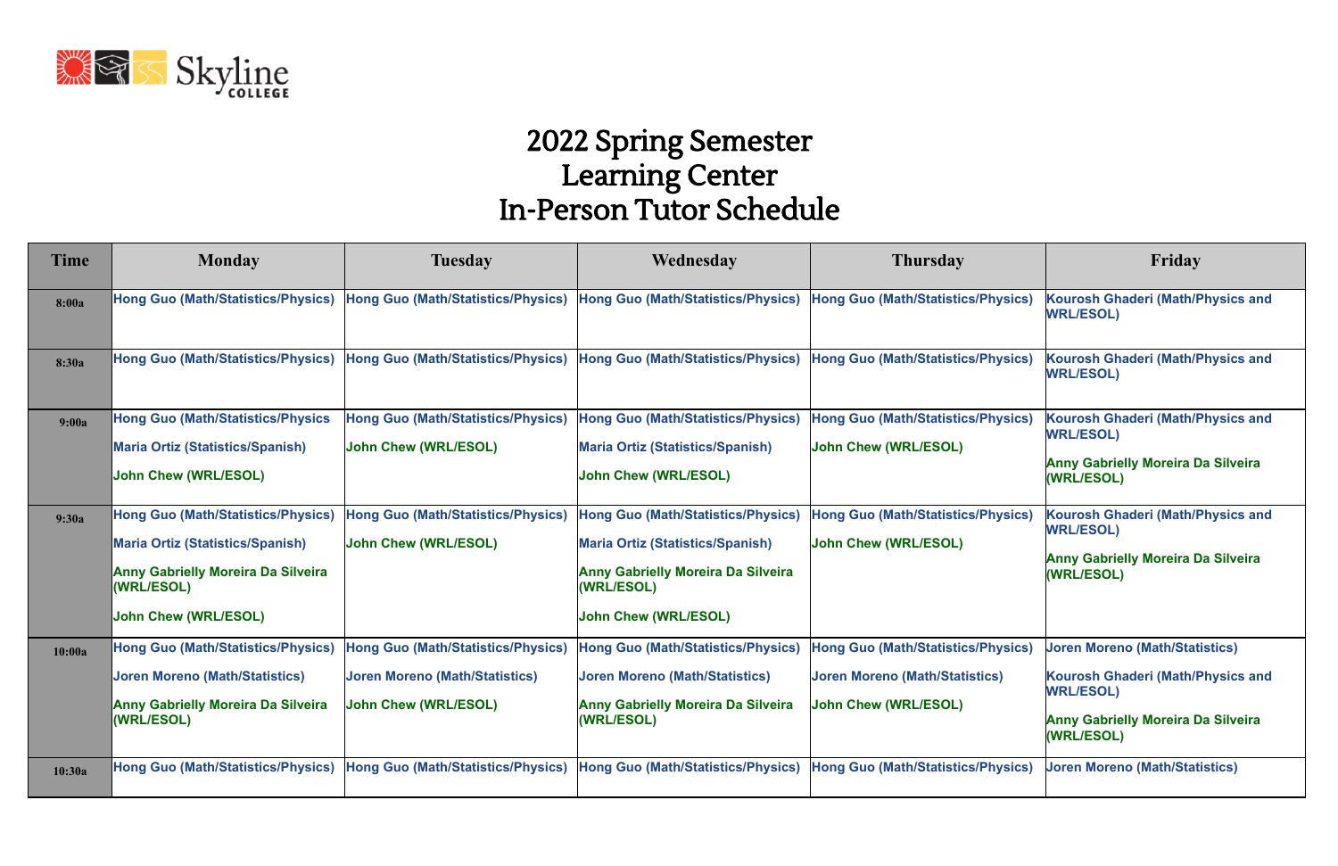Skyline College

# 2022 Spring Semester
# Learning Center
# In-Person Tutor Schedule

| Time | Monday | Tuesday | Wednesday | Thursday | Friday |
|---|---|---|---|---|---|
| 8:00a | Hong Guo (Math/Statistics/Physics) | Hong Guo (Math/Statistics/Physics) | Hong Guo (Math/Statistics/Physics) | Hong Guo (Math/Statistics/Physics) | Kourosh Ghaderi (Math/Physics and WRL/ESOL) |
| 8:30a | Hong Guo (Math/Statistics/Physics) | Hong Guo (Math/Statistics/Physics) | Hong Guo (Math/Statistics/Physics) | Hong Guo (Math/Statistics/Physics) | Kourosh Ghaderi (Math/Physics and WRL/ESOL) |
| 9:00a | Hong Guo (Math/Statistics/Physics<br>Maria Ortiz (Statistics/Spanish)<br>John Chew (WRL/ESOL) | Hong Guo (Math/Statistics/Physics)<br>John Chew (WRL/ESOL) | Hong Guo (Math/Statistics/Physics)<br>Maria Ortiz (Statistics/Spanish)<br>John Chew (WRL/ESOL) | Hong Guo (Math/Statistics/Physics)<br>John Chew (WRL/ESOL) | Kourosh Ghaderi (Math/Physics and WRL/ESOL)<br>Anny Gabrielly Moreira Da Silveira (WRL/ESOL) |
| 9:30a | Hong Guo (Math/Statistics/Physics)<br>Maria Ortiz (Statistics/Spanish)<br>Anny Gabrielly Moreira Da Silveira (WRL/ESOL)<br>John Chew (WRL/ESOL) | Hong Guo (Math/Statistics/Physics)<br>John Chew (WRL/ESOL) | Hong Guo (Math/Statistics/Physics)<br>Maria Ortiz (Statistics/Spanish)<br>Anny Gabrielly Moreira Da Silveira (WRL/ESOL)<br>John Chew (WRL/ESOL) | Hong Guo (Math/Statistics/Physics)<br>John Chew (WRL/ESOL) | Kourosh Ghaderi (Math/Physics and WRL/ESOL)<br>Anny Gabrielly Moreira Da Silveira (WRL/ESOL) |
| 10:00a | Hong Guo (Math/Statistics/Physics)<br>Joren Moreno (Math/Statistics)<br>Anny Gabrielly Moreira Da Silveira (WRL/ESOL) | Hong Guo (Math/Statistics/Physics)<br>Joren Moreno (Math/Statistics)<br>John Chew (WRL/ESOL) | Hong Guo (Math/Statistics/Physics)<br>Joren Moreno (Math/Statistics)<br>Anny Gabrielly Moreira Da Silveira (WRL/ESOL) | Hong Guo (Math/Statistics/Physics)<br>Joren Moreno (Math/Statistics)<br>John Chew (WRL/ESOL) | Joren Moreno (Math/Statistics)<br>Kourosh Ghaderi (Math/Physics and WRL/ESOL)<br>Anny Gabrielly Moreira Da Silveira (WRL/ESOL) |
| 10:30a | Hong Guo (Math/Statistics/Physics) | Hong Guo (Math/Statistics/Physics) | Hong Guo (Math/Statistics/Physics) | Hong Guo (Math/Statistics/Physics) | Joren Moreno (Math/Statistics) |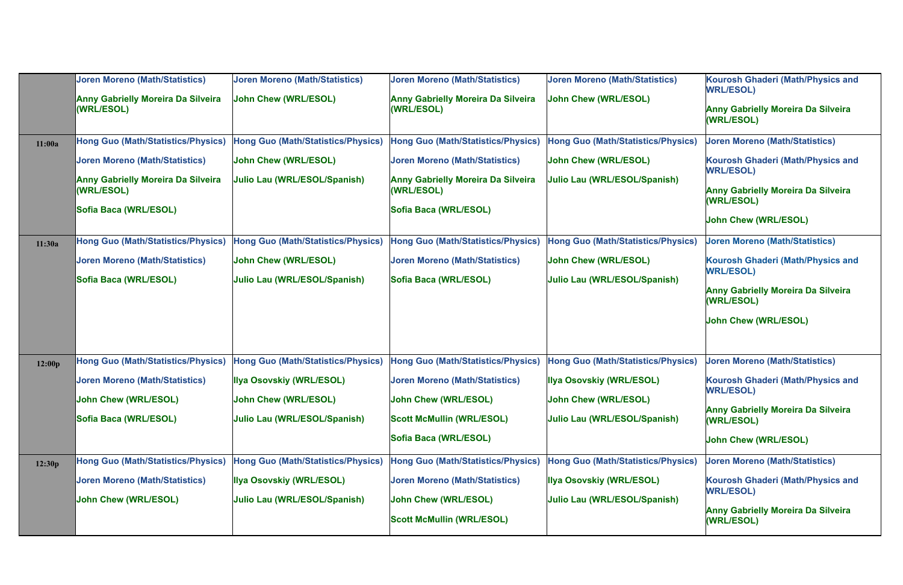| | | | | | |
|---|---|---|---|---|---|
| | Joren Moreno (Math/Statistics)<br><br>Anny Gabrielly Moreira Da Silveira (WRL/ESOL) | Joren Moreno (Math/Statistics)<br><br>John Chew (WRL/ESOL) | Joren Moreno (Math/Statistics)<br><br>Anny Gabrielly Moreira Da Silveira (WRL/ESOL) | Joren Moreno (Math/Statistics)<br><br>John Chew (WRL/ESOL) | Kourosh Ghaderi (Math/Physics and WRL/ESOL)<br><br>Anny Gabrielly Moreira Da Silveira (WRL/ESOL) |
| 11:00a | Hong Guo (Math/Statistics/Physics)<br><br>Joren Moreno (Math/Statistics)<br><br>Anny Gabrielly Moreira Da Silveira (WRL/ESOL)<br><br>Sofia Baca (WRL/ESOL) | Hong Guo (Math/Statistics/Physics)<br><br>John Chew (WRL/ESOL)<br><br>Julio Lau (WRL/ESOL/Spanish) | Hong Guo (Math/Statistics/Physics)<br><br>Joren Moreno (Math/Statistics)<br><br>Anny Gabrielly Moreira Da Silveira (WRL/ESOL)<br><br>Sofia Baca (WRL/ESOL) | Hong Guo (Math/Statistics/Physics)<br><br>John Chew (WRL/ESOL)<br><br>Julio Lau (WRL/ESOL/Spanish) | Joren Moreno (Math/Statistics)<br><br>Kourosh Ghaderi (Math/Physics and WRL/ESOL)<br><br>Anny Gabrielly Moreira Da Silveira (WRL/ESOL)<br><br>John Chew (WRL/ESOL) |
| 11:30a | Hong Guo (Math/Statistics/Physics)<br><br>Joren Moreno (Math/Statistics)<br><br>Sofia Baca (WRL/ESOL) | Hong Guo (Math/Statistics/Physics)<br><br>John Chew (WRL/ESOL)<br><br>Julio Lau (WRL/ESOL/Spanish) | Hong Guo (Math/Statistics/Physics)<br><br>Joren Moreno (Math/Statistics)<br><br>Sofia Baca (WRL/ESOL) | Hong Guo (Math/Statistics/Physics)<br><br>John Chew (WRL/ESOL)<br><br>Julio Lau (WRL/ESOL/Spanish) | Joren Moreno (Math/Statistics)<br><br>Kourosh Ghaderi (Math/Physics and WRL/ESOL)<br><br>Anny Gabrielly Moreira Da Silveira (WRL/ESOL)<br><br>John Chew (WRL/ESOL) |
| 12:00p | Hong Guo (Math/Statistics/Physics)<br><br>Joren Moreno (Math/Statistics)<br><br>John Chew (WRL/ESOL)<br><br>Sofia Baca (WRL/ESOL) | Hong Guo (Math/Statistics/Physics)<br><br>Ilya Osovskiy (WRL/ESOL)<br><br>John Chew (WRL/ESOL)<br><br>Julio Lau (WRL/ESOL/Spanish) | Hong Guo (Math/Statistics/Physics)<br><br>Joren Moreno (Math/Statistics)<br><br>John Chew (WRL/ESOL)<br><br>Scott McMullin (WRL/ESOL)<br><br>Sofia Baca (WRL/ESOL) | Hong Guo (Math/Statistics/Physics)<br><br>Ilya Osovskiy (WRL/ESOL)<br><br>John Chew (WRL/ESOL)<br><br>Julio Lau (WRL/ESOL/Spanish) | Joren Moreno (Math/Statistics)<br><br>Kourosh Ghaderi (Math/Physics and WRL/ESOL)<br><br>Anny Gabrielly Moreira Da Silveira (WRL/ESOL)<br><br>John Chew (WRL/ESOL) |
| 12:30p | Hong Guo (Math/Statistics/Physics)<br><br>Joren Moreno (Math/Statistics)<br><br>John Chew (WRL/ESOL) | Hong Guo (Math/Statistics/Physics)<br><br>Ilya Osovskiy (WRL/ESOL)<br><br>Julio Lau (WRL/ESOL/Spanish) | Hong Guo (Math/Statistics/Physics)<br><br>Joren Moreno (Math/Statistics)<br><br>John Chew (WRL/ESOL)<br><br>Scott McMullin (WRL/ESOL) | Hong Guo (Math/Statistics/Physics)<br><br>Ilya Osovskiy (WRL/ESOL)<br><br>Julio Lau (WRL/ESOL/Spanish) | Joren Moreno (Math/Statistics)<br><br>Kourosh Ghaderi (Math/Physics and WRL/ESOL)<br><br>Anny Gabrielly Moreira Da Silveira (WRL/ESOL) |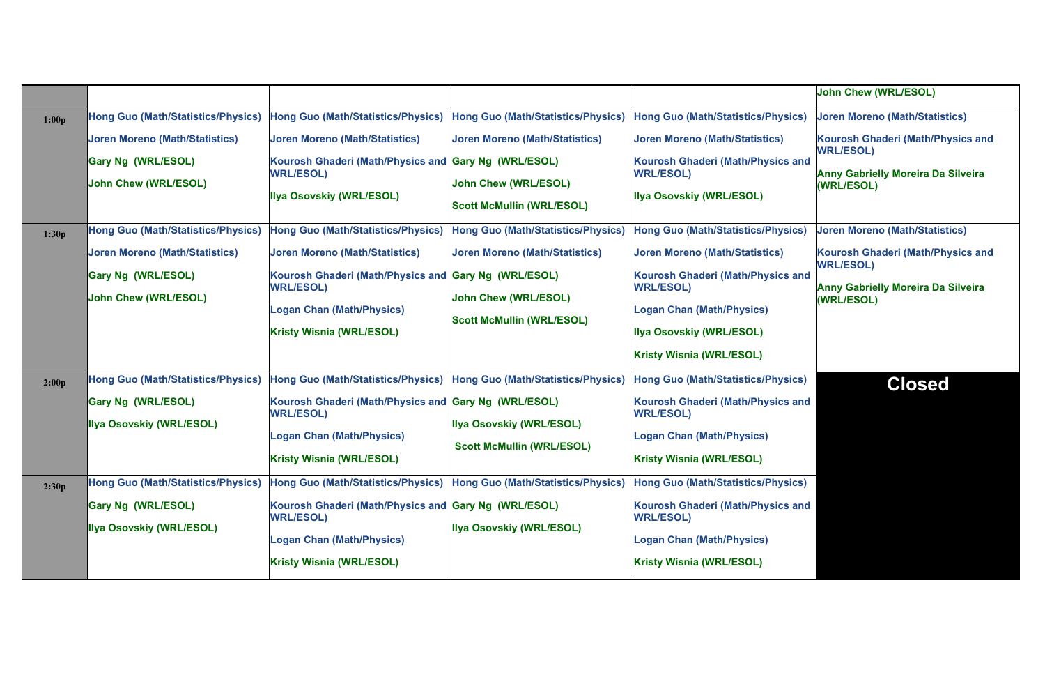| | | | | | |
|---|---|---|---|---|---|
| | | | | | John Chew (WRL/ESOL) |
| 1:00p | Hong Guo (Math/Statistics/Physics)<br>Joren Moreno (Math/Statistics)<br>Gary Ng (WRL/ESOL)<br>John Chew (WRL/ESOL) | Hong Guo (Math/Statistics/Physics)<br>Joren Moreno (Math/Statistics)<br>Kourosh Ghaderi (Math/Physics and WRL/ESOL)<br>Ilya Osovskiy (WRL/ESOL) | Hong Guo (Math/Statistics/Physics)<br>Joren Moreno (Math/Statistics)<br>Gary Ng (WRL/ESOL)<br>John Chew (WRL/ESOL)<br>Scott McMullin (WRL/ESOL) | Hong Guo (Math/Statistics/Physics)<br>Joren Moreno (Math/Statistics)<br>Kourosh Ghaderi (Math/Physics and WRL/ESOL)<br>Ilya Osovskiy (WRL/ESOL) | Joren Moreno (Math/Statistics)<br>Kourosh Ghaderi (Math/Physics and WRL/ESOL)<br>Anny Gabrielly Moreira Da Silveira (WRL/ESOL) |
| 1:30p | Hong Guo (Math/Statistics/Physics)<br>Joren Moreno (Math/Statistics)<br>Gary Ng (WRL/ESOL)<br>John Chew (WRL/ESOL) | Hong Guo (Math/Statistics/Physics)<br>Joren Moreno (Math/Statistics)<br>Kourosh Ghaderi (Math/Physics and WRL/ESOL)<br>Logan Chan (Math/Physics)<br>Kristy Wisnia (WRL/ESOL) | Hong Guo (Math/Statistics/Physics)<br>Joren Moreno (Math/Statistics)<br>Gary Ng (WRL/ESOL)<br>John Chew (WRL/ESOL)<br>Scott McMullin (WRL/ESOL) | Hong Guo (Math/Statistics/Physics)<br>Joren Moreno (Math/Statistics)<br>Kourosh Ghaderi (Math/Physics and WRL/ESOL)<br>Logan Chan (Math/Physics)<br>Ilya Osovskiy (WRL/ESOL)<br>Kristy Wisnia (WRL/ESOL) | Joren Moreno (Math/Statistics)<br>Kourosh Ghaderi (Math/Physics and WRL/ESOL)<br>Anny Gabrielly Moreira Da Silveira (WRL/ESOL) |
| 2:00p | Hong Guo (Math/Statistics/Physics)<br>Gary Ng (WRL/ESOL)<br>Ilya Osovskiy (WRL/ESOL) | Hong Guo (Math/Statistics/Physics)<br>Kourosh Ghaderi (Math/Physics and WRL/ESOL)<br>Logan Chan (Math/Physics)<br>Kristy Wisnia (WRL/ESOL) | Hong Guo (Math/Statistics/Physics)<br>Gary Ng (WRL/ESOL)<br>Ilya Osovskiy (WRL/ESOL)<br>Scott McMullin (WRL/ESOL) | Hong Guo (Math/Statistics/Physics)<br>Kourosh Ghaderi (Math/Physics and WRL/ESOL)<br>Logan Chan (Math/Physics)<br>Kristy Wisnia (WRL/ESOL) | Closed |
| 2:30p | Hong Guo (Math/Statistics/Physics)<br>Gary Ng (WRL/ESOL)<br>Ilya Osovskiy (WRL/ESOL) | Hong Guo (Math/Statistics/Physics)<br>Kourosh Ghaderi (Math/Physics and WRL/ESOL)<br>Logan Chan (Math/Physics)<br>Kristy Wisnia (WRL/ESOL) | Hong Guo (Math/Statistics/Physics)<br>Gary Ng (WRL/ESOL)<br>Ilya Osovskiy (WRL/ESOL) | Hong Guo (Math/Statistics/Physics)<br>Kourosh Ghaderi (Math/Physics and WRL/ESOL)<br>Logan Chan (Math/Physics)<br>Kristy Wisnia (WRL/ESOL) | |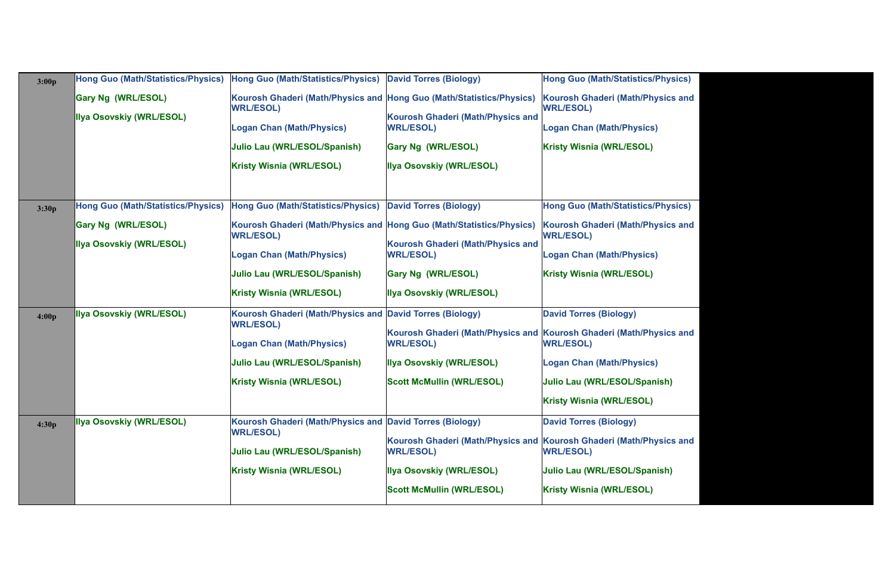| | | | | | |
|---|---|---|---|---|---|
| **3:00p** | **Hong Guo (Math/Statistics/Physics)**<br><br>**Gary Ng (WRL/ESOL)**<br><br>**Ilya Osovskiy (WRL/ESOL)** | **Hong Guo (Math/Statistics/Physics)**<br><br>**Kourosh Ghaderi (Math/Physics and WRL/ESOL)**<br><br>**Logan Chan (Math/Physics)**<br><br>**Julio Lau (WRL/ESOL/Spanish)**<br><br>**Kristy Wisnia (WRL/ESOL)** | **David Torres (Biology)**<br><br>**Hong Guo (Math/Statistics/Physics)**<br><br>**Kourosh Ghaderi (Math/Physics and WRL/ESOL)**<br><br>**Gary Ng (WRL/ESOL)**<br><br>**Ilya Osovskiy (WRL/ESOL)** | **Hong Guo (Math/Statistics/Physics)**<br><br>**Kourosh Ghaderi (Math/Physics and WRL/ESOL)**<br><br>**Logan Chan (Math/Physics)**<br><br>**Kristy Wisnia (WRL/ESOL)** | |
| **3:30p** | **Hong Guo (Math/Statistics/Physics)**<br><br>**Gary Ng (WRL/ESOL)**<br><br>**Ilya Osovskiy (WRL/ESOL)** | **Hong Guo (Math/Statistics/Physics)**<br><br>**Kourosh Ghaderi (Math/Physics and WRL/ESOL)**<br><br>**Logan Chan (Math/Physics)**<br><br>**Julio Lau (WRL/ESOL/Spanish)**<br><br>**Kristy Wisnia (WRL/ESOL)** | **David Torres (Biology)**<br><br>**Hong Guo (Math/Statistics/Physics)**<br><br>**Kourosh Ghaderi (Math/Physics and WRL/ESOL)**<br><br>**Gary Ng (WRL/ESOL)**<br><br>**Ilya Osovskiy (WRL/ESOL)** | **Hong Guo (Math/Statistics/Physics)**<br><br>**Kourosh Ghaderi (Math/Physics and WRL/ESOL)**<br><br>**Logan Chan (Math/Physics)**<br><br>**Kristy Wisnia (WRL/ESOL)** | |
| **4:00p** | **Ilya Osovskiy (WRL/ESOL)** | **Kourosh Ghaderi (Math/Physics and WRL/ESOL)**<br><br>**Logan Chan (Math/Physics)**<br><br>**Julio Lau (WRL/ESOL/Spanish)**<br><br>**Kristy Wisnia (WRL/ESOL)** | **David Torres (Biology)**<br><br>**Kourosh Ghaderi (Math/Physics and WRL/ESOL)**<br><br>**Ilya Osovskiy (WRL/ESOL)**<br><br>**Scott McMullin (WRL/ESOL)** | **David Torres (Biology)**<br><br>**Kourosh Ghaderi (Math/Physics and WRL/ESOL)**<br><br>**Logan Chan (Math/Physics)**<br><br>**Julio Lau (WRL/ESOL/Spanish)**<br><br>**Kristy Wisnia (WRL/ESOL)** | |
| **4:30p** | **Ilya Osovskiy (WRL/ESOL)** | **Kourosh Ghaderi (Math/Physics and WRL/ESOL)**<br><br>**Julio Lau (WRL/ESOL/Spanish)**<br><br>**Kristy Wisnia (WRL/ESOL)** | **David Torres (Biology)**<br><br>**Kourosh Ghaderi (Math/Physics and WRL/ESOL)**<br><br>**Ilya Osovskiy (WRL/ESOL)**<br><br>**Scott McMullin (WRL/ESOL)** | **David Torres (Biology)**<br><br>**Kourosh Ghaderi (Math/Physics and WRL/ESOL)**<br><br>**Julio Lau (WRL/ESOL/Spanish)**<br><br>**Kristy Wisnia (WRL/ESOL)** | |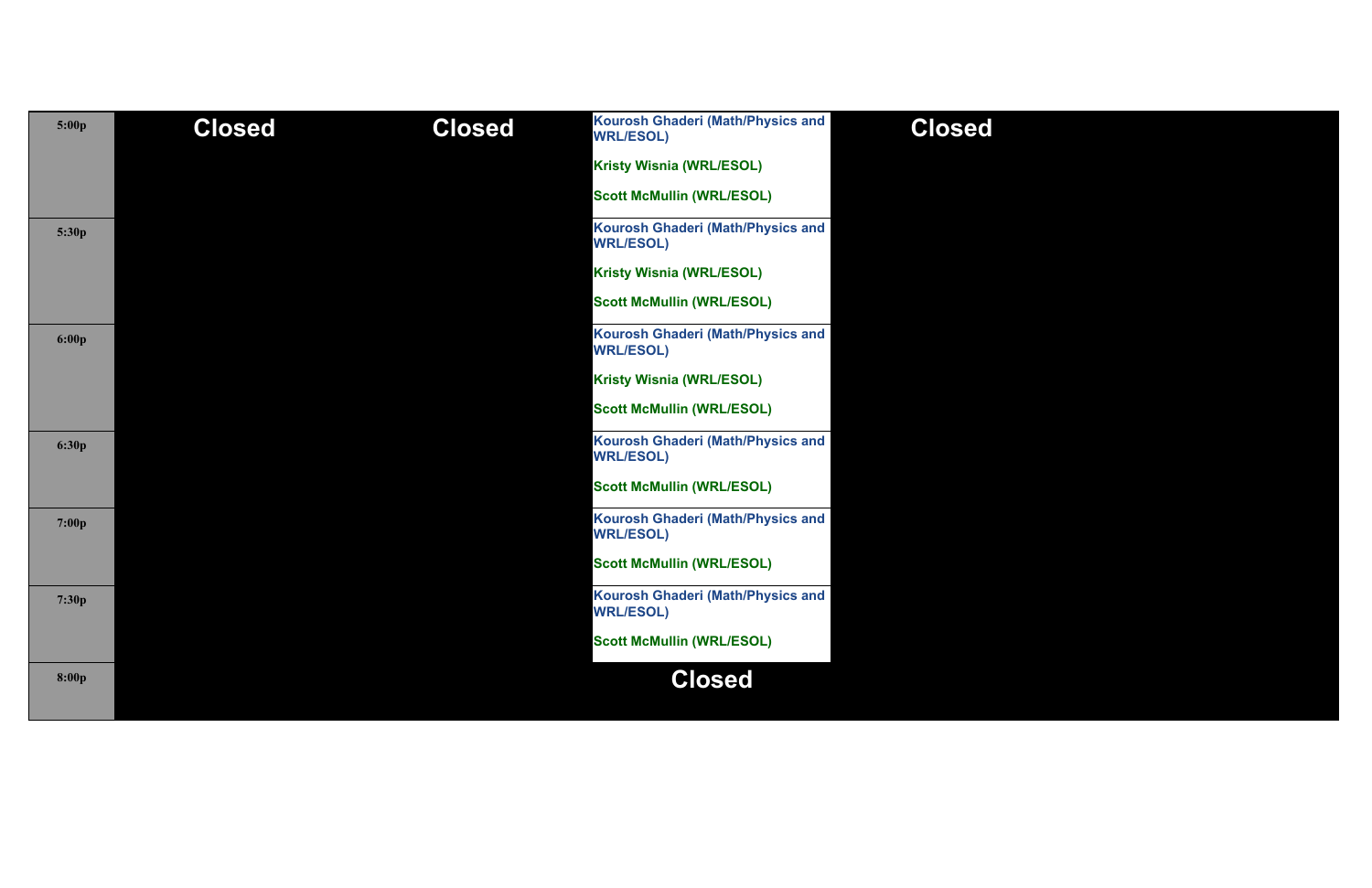| | | | | | | |
|---|---|---|---|---|---|---|
| 5:00p | Closed | Closed | Kourosh Ghaderi (Math/Physics and WRL/ESOL)<br>Kristy Wisnia (WRL/ESOL)<br>Scott McMullin (WRL/ESOL) | Closed | | |
| 5:30p | | | Kourosh Ghaderi (Math/Physics and WRL/ESOL)<br>Kristy Wisnia (WRL/ESOL)<br>Scott McMullin (WRL/ESOL) | | | |
| 6:00p | | | Kourosh Ghaderi (Math/Physics and WRL/ESOL)<br>Kristy Wisnia (WRL/ESOL)<br>Scott McMullin (WRL/ESOL) | | | |
| 6:30p | | | Kourosh Ghaderi (Math/Physics and WRL/ESOL)<br>Scott McMullin (WRL/ESOL) | | | |
| 7:00p | | | Kourosh Ghaderi (Math/Physics and WRL/ESOL)<br>Scott McMullin (WRL/ESOL) | | | |
| 7:30p | | | Kourosh Ghaderi (Math/Physics and WRL/ESOL)<br>Scott McMullin (WRL/ESOL) | | | |
| 8:00p | | | Closed | | | |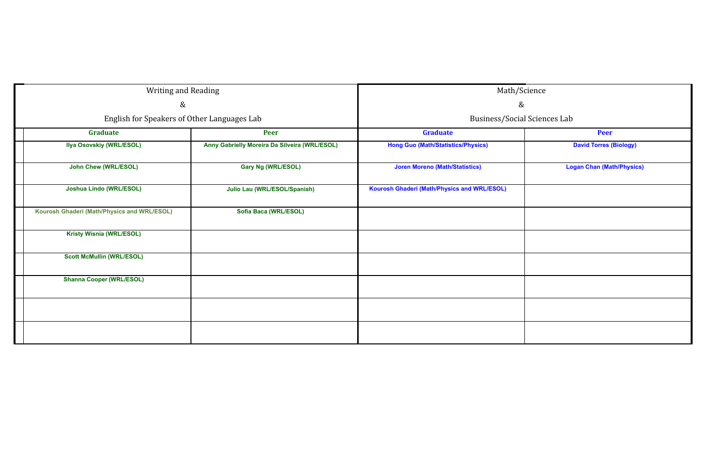| Writing and Reading & English for Speakers of Other Languages Lab | | Math/Science & Business/Social Sciences Lab | |
|---|---|---|---|
| **Graduate** | **Peer** | **Graduate** | **Peer** |
| **Ilya Osovskiy (WRL/ESOL)** | **Anny Gabrielly Moreira Da Silveira (WRL/ESOL)** | **Hong Guo (Math/Statistics/Physics)** | **David Torres (Biology)** |
| **John Chew (WRL/ESOL)** | **Gary Ng (WRL/ESOL)** | **Joren Moreno (Math/Statistics)** | **Logan Chan (Math/Physics)** |
| **Joshua Lindo (WRL/ESOL)** | **Julio Lau (WRL/ESOL/Spanish)** | **Kourosh Ghaderi (Math/Physics and WRL/ESOL)** | |
| **Kourosh Ghaderi (Math/Physics and WRL/ESOL)** | **Sofia Baca (WRL/ESOL)** | | |
| **Kristy Wisnia (WRL/ESOL)** | | | |
| **Scott McMullin (WRL/ESOL)** | | | |
| **Shanna Cooper (WRL/ESOL)** | | | |
| | | | |
| | | | |